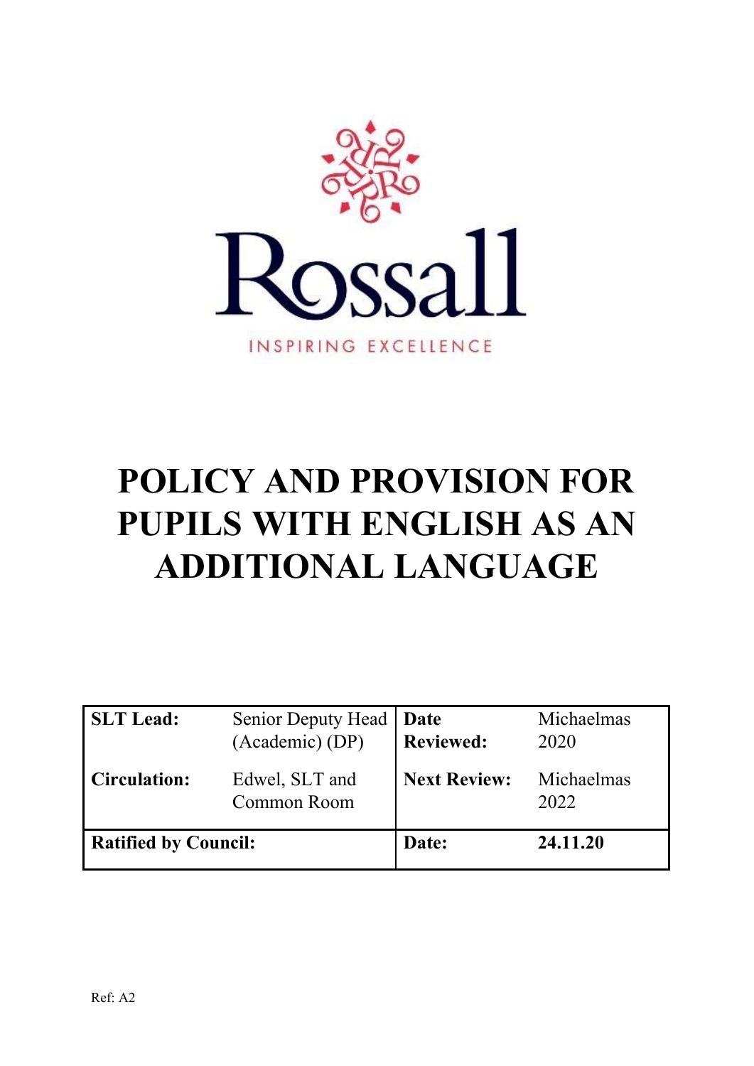Rossall

INSPIRING EXCELLENCE

# POLICY AND PROVISION FOR PUPILS WITH ENGLISH AS AN ADDITIONAL LANGUAGE

| **SLT Lead:** | Senior Deputy Head (Academic) (DP) | **Date Reviewed:** | Michaelmas 2020 |
|---|---|---|---|
| **Circulation:** | Edwel, SLT and Common Room | **Next Review:** | Michaelmas 2022 |
| **Ratified by Council:** | | **Date:** | **24.11.20** |

Ref: A2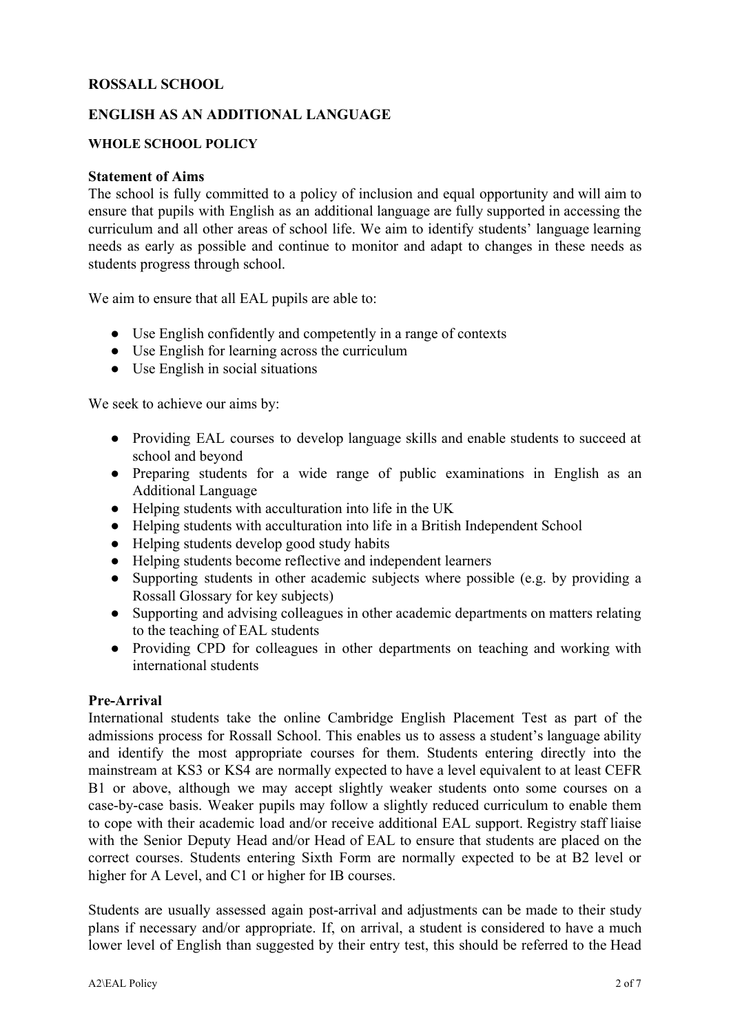**ROSSALL SCHOOL**

**ENGLISH AS AN ADDITIONAL LANGUAGE**

**WHOLE SCHOOL POLICY**

**Statement of Aims**

The school is fully committed to a policy of inclusion and equal opportunity and will aim to ensure that pupils with English as an additional language are fully supported in accessing the curriculum and all other areas of school life. We aim to identify students' language learning needs as early as possible and continue to monitor and adapt to changes in these needs as students progress through school.

We aim to ensure that all EAL pupils are able to:

- Use English confidently and competently in a range of contexts
- Use English for learning across the curriculum
- Use English in social situations

We seek to achieve our aims by:

- Providing EAL courses to develop language skills and enable students to succeed at school and beyond
- Preparing students for a wide range of public examinations in English as an Additional Language
- Helping students with acculturation into life in the UK
- Helping students with acculturation into life in a British Independent School
- Helping students develop good study habits
- Helping students become reflective and independent learners
- Supporting students in other academic subjects where possible (e.g. by providing a Rossall Glossary for key subjects)
- Supporting and advising colleagues in other academic departments on matters relating to the teaching of EAL students
- Providing CPD for colleagues in other departments on teaching and working with international students

**Pre-Arrival**

International students take the online Cambridge English Placement Test as part of the admissions process for Rossall School. This enables us to assess a student's language ability and identify the most appropriate courses for them. Students entering directly into the mainstream at KS3 or KS4 are normally expected to have a level equivalent to at least CEFR B1 or above, although we may accept slightly weaker students onto some courses on a case-by-case basis. Weaker pupils may follow a slightly reduced curriculum to enable them to cope with their academic load and/or receive additional EAL support. Registry staff liaise with the Senior Deputy Head and/or Head of EAL to ensure that students are placed on the correct courses. Students entering Sixth Form are normally expected to be at B2 level or higher for A Level, and C1 or higher for IB courses.

Students are usually assessed again post-arrival and adjustments can be made to their study plans if necessary and/or appropriate. If, on arrival, a student is considered to have a much lower level of English than suggested by their entry test, this should be referred to the Head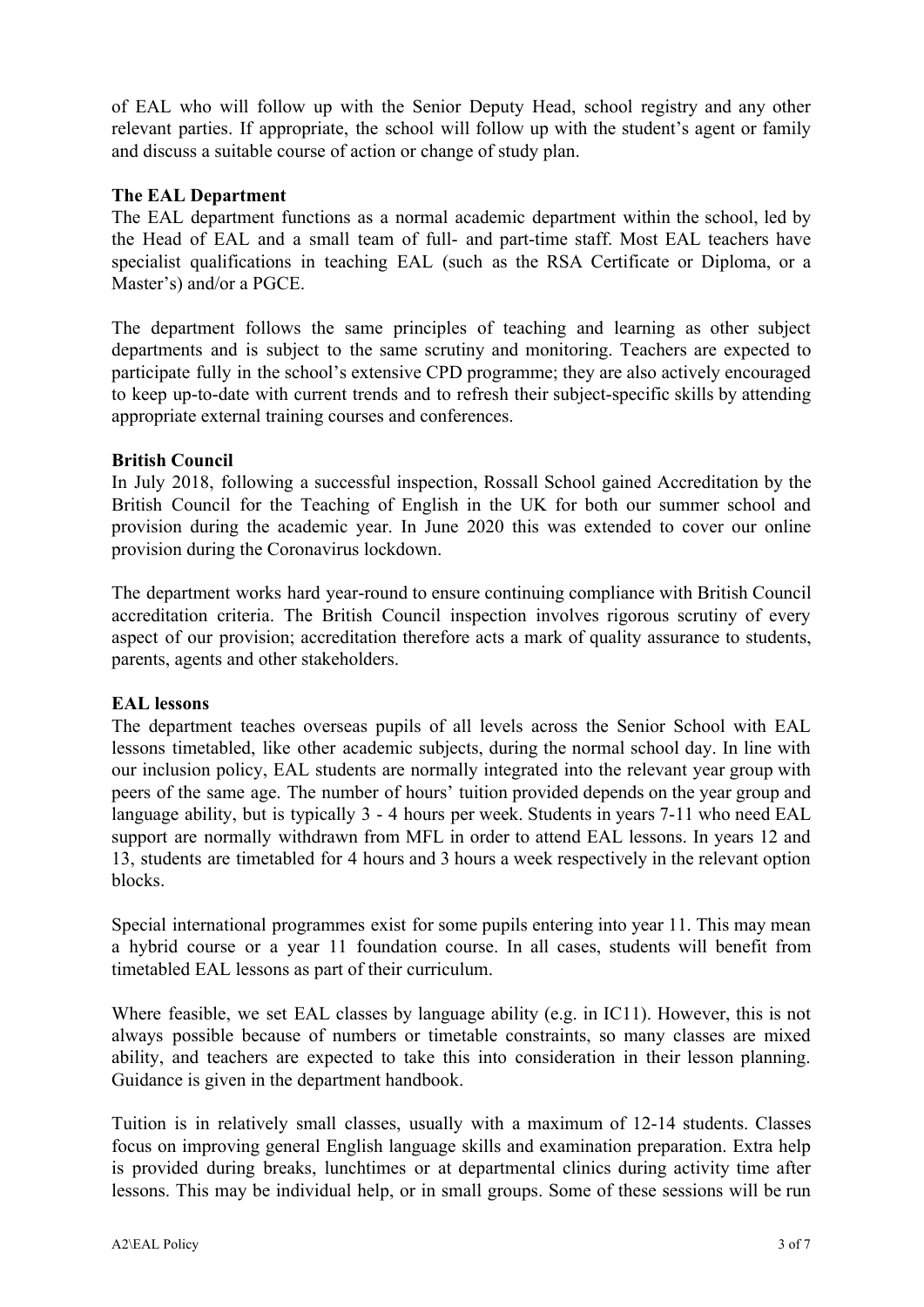of EAL who will follow up with the Senior Deputy Head, school registry and any other relevant parties. If appropriate, the school will follow up with the student's agent or family and discuss a suitable course of action or change of study plan.

**The EAL Department**

The EAL department functions as a normal academic department within the school, led by the Head of EAL and a small team of full- and part-time staff. Most EAL teachers have specialist qualifications in teaching EAL (such as the RSA Certificate or Diploma, or a Master's) and/or a PGCE.

The department follows the same principles of teaching and learning as other subject departments and is subject to the same scrutiny and monitoring. Teachers are expected to participate fully in the school's extensive CPD programme; they are also actively encouraged to keep up-to-date with current trends and to refresh their subject-specific skills by attending appropriate external training courses and conferences.

**British Council**

In July 2018, following a successful inspection, Rossall School gained Accreditation by the British Council for the Teaching of English in the UK for both our summer school and provision during the academic year. In June 2020 this was extended to cover our online provision during the Coronavirus lockdown.

The department works hard year-round to ensure continuing compliance with British Council accreditation criteria. The British Council inspection involves rigorous scrutiny of every aspect of our provision; accreditation therefore acts a mark of quality assurance to students, parents, agents and other stakeholders.

**EAL lessons**

The department teaches overseas pupils of all levels across the Senior School with EAL lessons timetabled, like other academic subjects, during the normal school day. In line with our inclusion policy, EAL students are normally integrated into the relevant year group with peers of the same age. The number of hours' tuition provided depends on the year group and language ability, but is typically 3 - 4 hours per week. Students in years 7-11 who need EAL support are normally withdrawn from MFL in order to attend EAL lessons. In years 12 and 13, students are timetabled for 4 hours and 3 hours a week respectively in the relevant option blocks.

Special international programmes exist for some pupils entering into year 11. This may mean a hybrid course or a year 11 foundation course. In all cases, students will benefit from timetabled EAL lessons as part of their curriculum.

Where feasible, we set EAL classes by language ability (e.g. in IC11). However, this is not always possible because of numbers or timetable constraints, so many classes are mixed ability, and teachers are expected to take this into consideration in their lesson planning. Guidance is given in the department handbook.

Tuition is in relatively small classes, usually with a maximum of 12-14 students. Classes focus on improving general English language skills and examination preparation. Extra help is provided during breaks, lunchtimes or at departmental clinics during activity time after lessons. This may be individual help, or in small groups. Some of these sessions will be run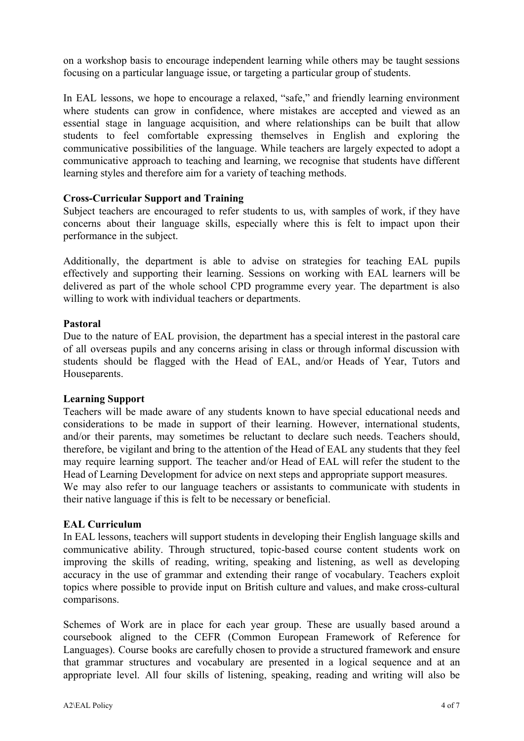on a workshop basis to encourage independent learning while others may be taught sessions focusing on a particular language issue, or targeting a particular group of students.

In EAL lessons, we hope to encourage a relaxed, "safe," and friendly learning environment where students can grow in confidence, where mistakes are accepted and viewed as an essential stage in language acquisition, and where relationships can be built that allow students to feel comfortable expressing themselves in English and exploring the communicative possibilities of the language. While teachers are largely expected to adopt a communicative approach to teaching and learning, we recognise that students have different learning styles and therefore aim for a variety of teaching methods.

**Cross-Curricular Support and Training**

Subject teachers are encouraged to refer students to us, with samples of work, if they have concerns about their language skills, especially where this is felt to impact upon their performance in the subject.

Additionally, the department is able to advise on strategies for teaching EAL pupils effectively and supporting their learning. Sessions on working with EAL learners will be delivered as part of the whole school CPD programme every year. The department is also willing to work with individual teachers or departments.

**Pastoral**

Due to the nature of EAL provision, the department has a special interest in the pastoral care of all overseas pupils and any concerns arising in class or through informal discussion with students should be flagged with the Head of EAL, and/or Heads of Year, Tutors and Houseparents.

**Learning Support**

Teachers will be made aware of any students known to have special educational needs and considerations to be made in support of their learning. However, international students, and/or their parents, may sometimes be reluctant to declare such needs. Teachers should, therefore, be vigilant and bring to the attention of the Head of EAL any students that they feel may require learning support. The teacher and/or Head of EAL will refer the student to the Head of Learning Development for advice on next steps and appropriate support measures.
We may also refer to our language teachers or assistants to communicate with students in their native language if this is felt to be necessary or beneficial.

**EAL Curriculum**

In EAL lessons, teachers will support students in developing their English language skills and communicative ability. Through structured, topic-based course content students work on improving the skills of reading, writing, speaking and listening, as well as developing accuracy in the use of grammar and extending their range of vocabulary. Teachers exploit topics where possible to provide input on British culture and values, and make cross-cultural comparisons.

Schemes of Work are in place for each year group. These are usually based around a coursebook aligned to the CEFR (Common European Framework of Reference for Languages). Course books are carefully chosen to provide a structured framework and ensure that grammar structures and vocabulary are presented in a logical sequence and at an appropriate level. All four skills of listening, speaking, reading and writing will also be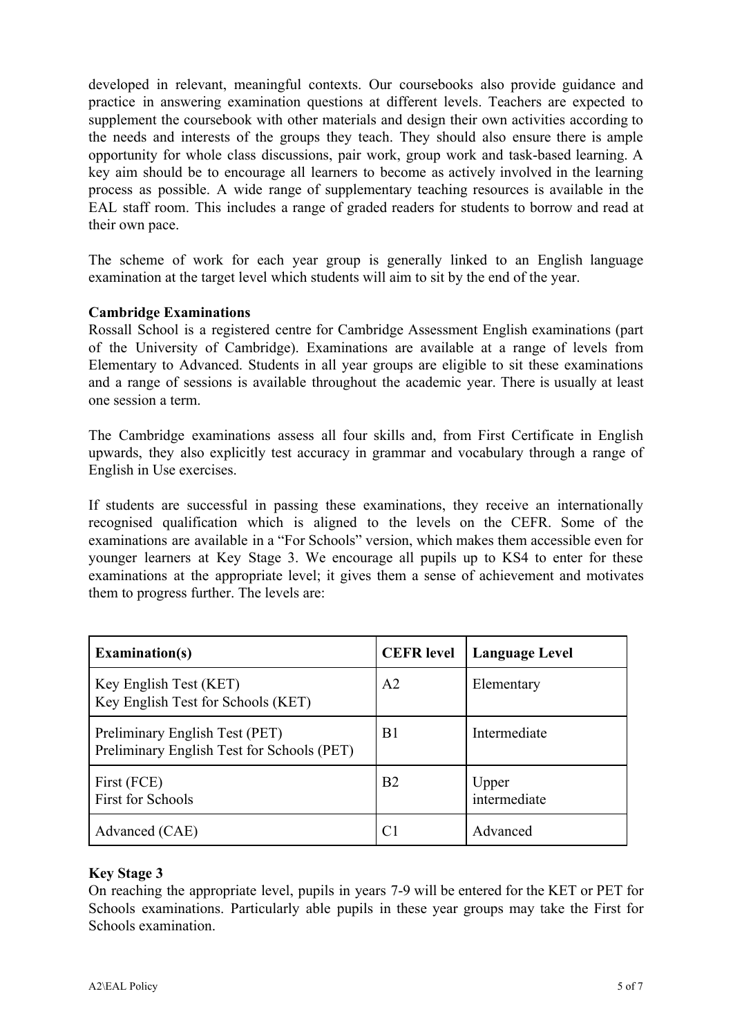developed in relevant, meaningful contexts. Our coursebooks also provide guidance and practice in answering examination questions at different levels. Teachers are expected to supplement the coursebook with other materials and design their own activities according to the needs and interests of the groups they teach. They should also ensure there is ample opportunity for whole class discussions, pair work, group work and task-based learning. A key aim should be to encourage all learners to become as actively involved in the learning process as possible. A wide range of supplementary teaching resources is available in the EAL staff room. This includes a range of graded readers for students to borrow and read at their own pace.

The scheme of work for each year group is generally linked to an English language examination at the target level which students will aim to sit by the end of the year.

**Cambridge Examinations**

Rossall School is a registered centre for Cambridge Assessment English examinations (part of the University of Cambridge). Examinations are available at a range of levels from Elementary to Advanced. Students in all year groups are eligible to sit these examinations and a range of sessions is available throughout the academic year. There is usually at least one session a term.

The Cambridge examinations assess all four skills and, from First Certificate in English upwards, they also explicitly test accuracy in grammar and vocabulary through a range of English in Use exercises.

If students are successful in passing these examinations, they receive an internationally recognised qualification which is aligned to the levels on the CEFR. Some of the examinations are available in a "For Schools" version, which makes them accessible even for younger learners at Key Stage 3. We encourage all pupils up to KS4 to enter for these examinations at the appropriate level; it gives them a sense of achievement and motivates them to progress further. The levels are:

| Examination(s) | CEFR level | Language Level |
|---|---|---|
| Key English Test (KET)<br>Key English Test for Schools (KET) | A2 | Elementary |
| Preliminary English Test (PET)<br>Preliminary English Test for Schools (PET) | B1 | Intermediate |
| First (FCE)<br>First for Schools | B2 | Upper intermediate |
| Advanced (CAE) | C1 | Advanced |

**Key Stage 3**

On reaching the appropriate level, pupils in years 7-9 will be entered for the KET or PET for Schools examinations. Particularly able pupils in these year groups may take the First for Schools examination.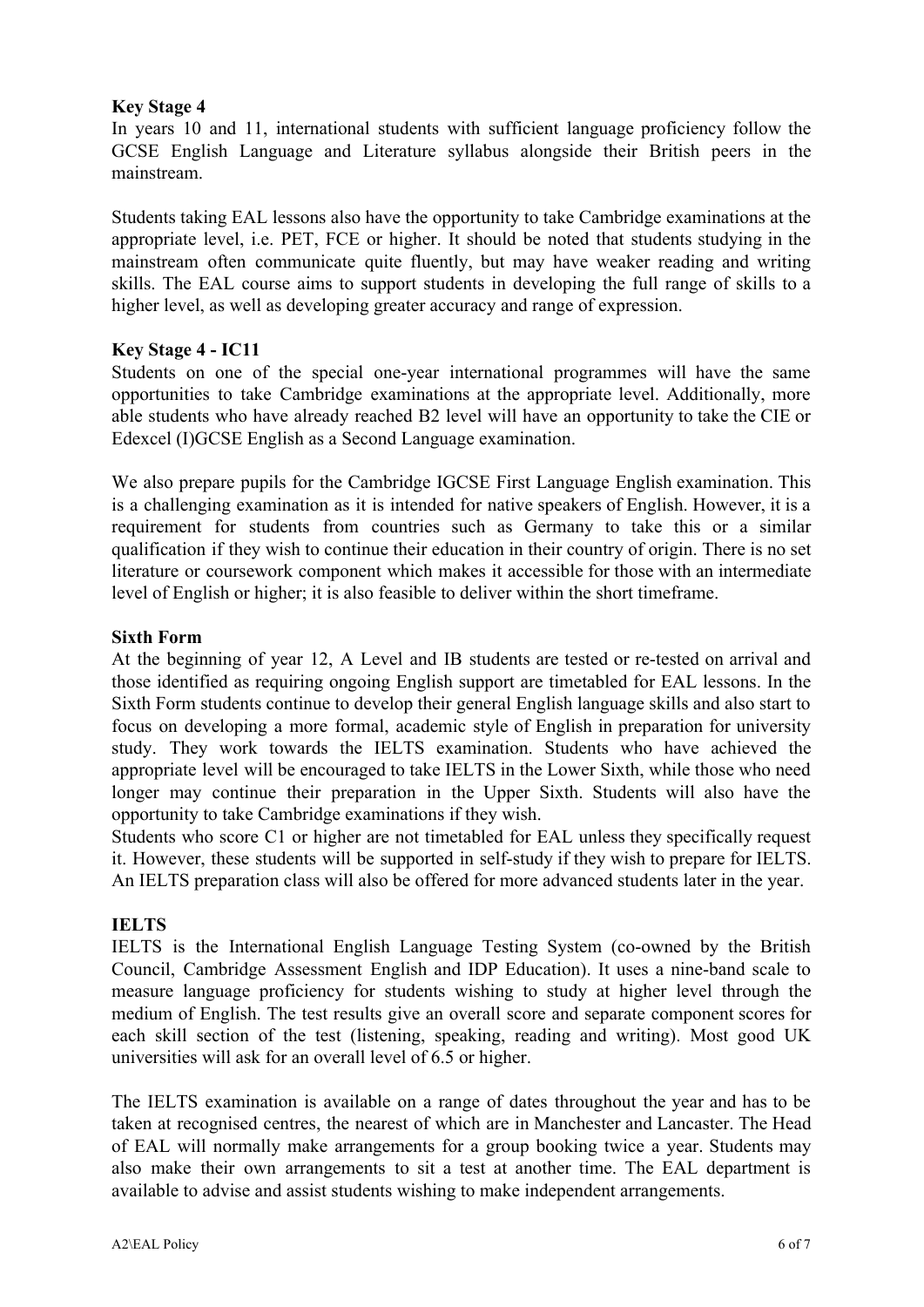**Key Stage 4**

In years 10 and 11, international students with sufficient language proficiency follow the GCSE English Language and Literature syllabus alongside their British peers in the mainstream.

Students taking EAL lessons also have the opportunity to take Cambridge examinations at the appropriate level, i.e. PET, FCE or higher. It should be noted that students studying in the mainstream often communicate quite fluently, but may have weaker reading and writing skills. The EAL course aims to support students in developing the full range of skills to a higher level, as well as developing greater accuracy and range of expression.

**Key Stage 4 - IC11**

Students on one of the special one-year international programmes will have the same opportunities to take Cambridge examinations at the appropriate level. Additionally, more able students who have already reached B2 level will have an opportunity to take the CIE or Edexcel (I)GCSE English as a Second Language examination.

We also prepare pupils for the Cambridge IGCSE First Language English examination. This is a challenging examination as it is intended for native speakers of English. However, it is a requirement for students from countries such as Germany to take this or a similar qualification if they wish to continue their education in their country of origin. There is no set literature or coursework component which makes it accessible for those with an intermediate level of English or higher; it is also feasible to deliver within the short timeframe.

**Sixth Form**

At the beginning of year 12, A Level and IB students are tested or re-tested on arrival and those identified as requiring ongoing English support are timetabled for EAL lessons. In the Sixth Form students continue to develop their general English language skills and also start to focus on developing a more formal, academic style of English in preparation for university study. They work towards the IELTS examination. Students who have achieved the appropriate level will be encouraged to take IELTS in the Lower Sixth, while those who need longer may continue their preparation in the Upper Sixth. Students will also have the opportunity to take Cambridge examinations if they wish.

Students who score C1 or higher are not timetabled for EAL unless they specifically request it. However, these students will be supported in self-study if they wish to prepare for IELTS. An IELTS preparation class will also be offered for more advanced students later in the year.

**IELTS**

IELTS is the International English Language Testing System (co-owned by the British Council, Cambridge Assessment English and IDP Education). It uses a nine-band scale to measure language proficiency for students wishing to study at higher level through the medium of English. The test results give an overall score and separate component scores for each skill section of the test (listening, speaking, reading and writing). Most good UK universities will ask for an overall level of 6.5 or higher.

The IELTS examination is available on a range of dates throughout the year and has to be taken at recognised centres, the nearest of which are in Manchester and Lancaster. The Head of EAL will normally make arrangements for a group booking twice a year. Students may also make their own arrangements to sit a test at another time. The EAL department is available to advise and assist students wishing to make independent arrangements.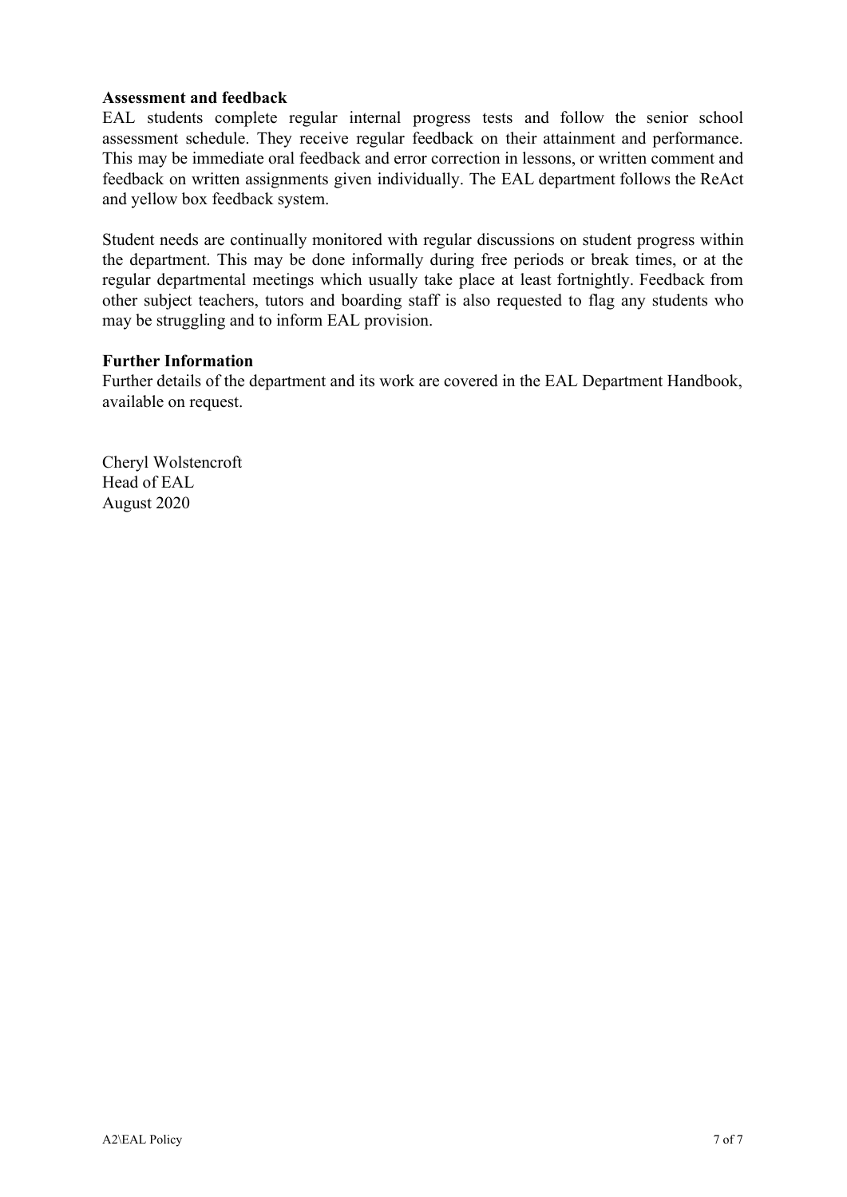**Assessment and feedback**

EAL students complete regular internal progress tests and follow the senior school assessment schedule. They receive regular feedback on their attainment and performance. This may be immediate oral feedback and error correction in lessons, or written comment and feedback on written assignments given individually. The EAL department follows the ReAct and yellow box feedback system.

Student needs are continually monitored with regular discussions on student progress within the department. This may be done informally during free periods or break times, or at the regular departmental meetings which usually take place at least fortnightly. Feedback from other subject teachers, tutors and boarding staff is also requested to flag any students who may be struggling and to inform EAL provision.

**Further Information**

Further details of the department and its work are covered in the EAL Department Handbook, available on request.

Cheryl Wolstencroft
Head of EAL
August 2020